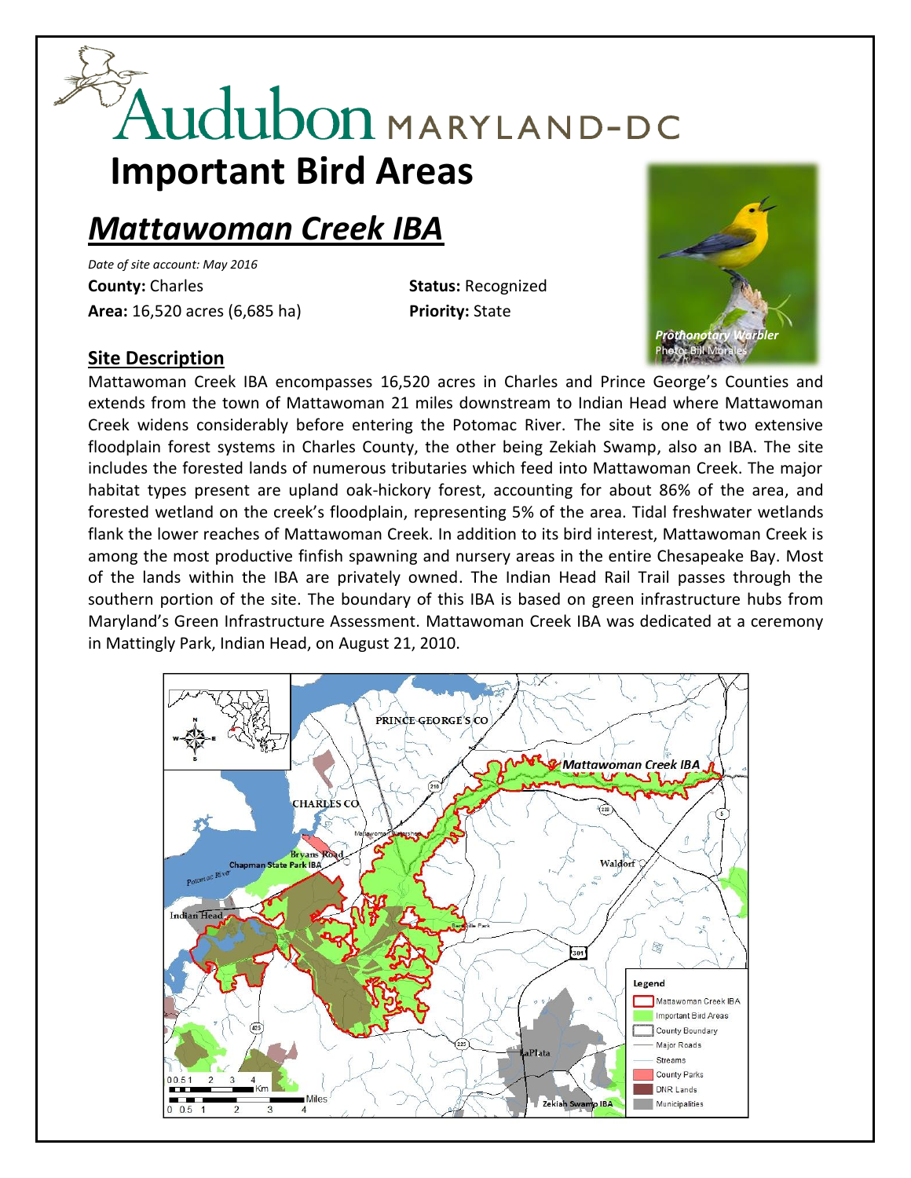# Audubon MARYLAND-DC

# Important Bird Areas

## *Mattawoman Creek IBA*

*Date of site account: May 2016*

**County:** Charles  
**Status:** Recognized  
**Area:** 16,520 acres (6,685 ha)  
**Priority:** State

*Prothonotary Warbler*  
Photo: Bill Morales

### Site Description

Mattawoman Creek IBA encompasses 16,520 acres in Charles and Prince George's Counties and extends from the town of Mattawoman 21 miles downstream to Indian Head where Mattawoman Creek widens considerably before entering the Potomac River. The site is one of two extensive floodplain forest systems in Charles County, the other being Zekiah Swamp, also an IBA. The site includes the forested lands of numerous tributaries which feed into Mattawoman Creek. The major habitat types present are upland oak-hickory forest, accounting for about 86% of the area, and forested wetland on the creek's floodplain, representing 5% of the area. Tidal freshwater wetlands flank the lower reaches of Mattawoman Creek. In addition to its bird interest, Mattawoman Creek is among the most productive finfish spawning and nursery areas in the entire Chesapeake Bay. Most of the lands within the IBA are privately owned. The Indian Head Rail Trail passes through the southern portion of the site. The boundary of this IBA is based on green infrastructure hubs from Maryland's Green Infrastructure Assessment. Mattawoman Creek IBA was dedicated at a ceremony in Mattingly Park, Indian Head, on August 21, 2010.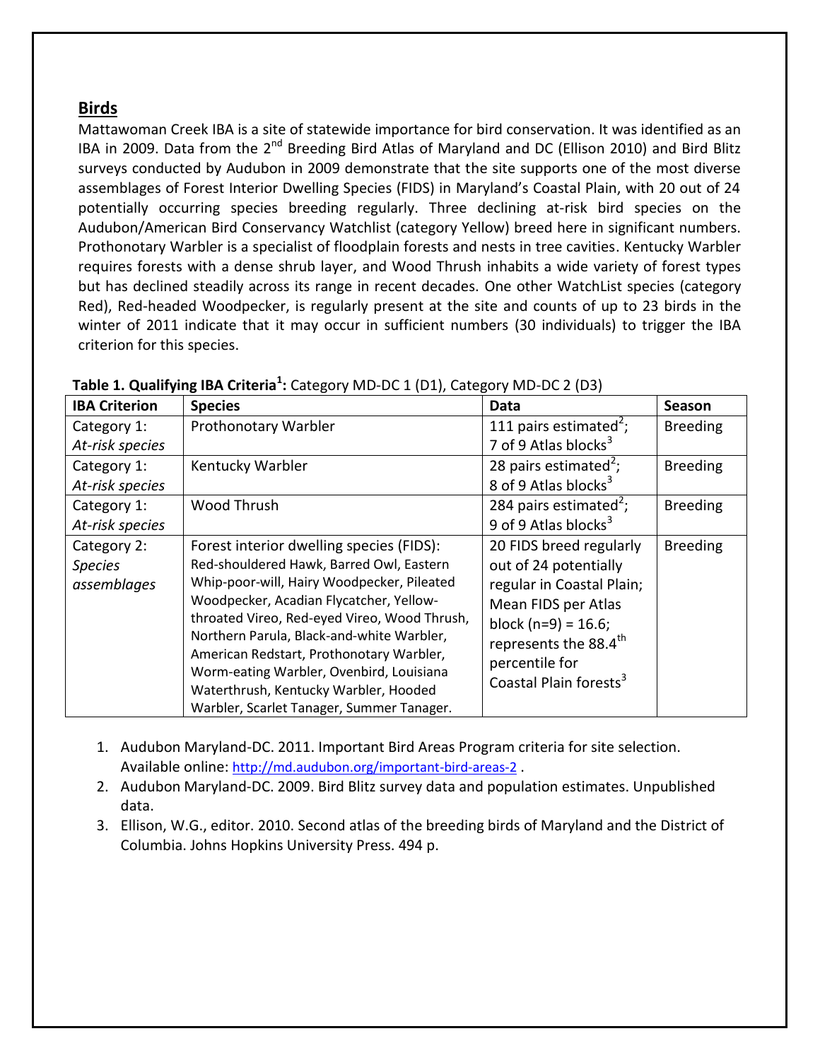## Birds

Mattawoman Creek IBA is a site of statewide importance for bird conservation. It was identified as an IBA in 2009. Data from the 2nd Breeding Bird Atlas of Maryland and DC (Ellison 2010) and Bird Blitz surveys conducted by Audubon in 2009 demonstrate that the site supports one of the most diverse assemblages of Forest Interior Dwelling Species (FIDS) in Maryland's Coastal Plain, with 20 out of 24 potentially occurring species breeding regularly. Three declining at-risk bird species on the Audubon/American Bird Conservancy Watchlist (category Yellow) breed here in significant numbers. Prothonotary Warbler is a specialist of floodplain forests and nests in tree cavities. Kentucky Warbler requires forests with a dense shrub layer, and Wood Thrush inhabits a wide variety of forest types but has declined steadily across its range in recent decades. One other WatchList species (category Red), Red-headed Woodpecker, is regularly present at the site and counts of up to 23 birds in the winter of 2011 indicate that it may occur in sufficient numbers (30 individuals) to trigger the IBA criterion for this species.

**Table 1. Qualifying IBA Criteria[1]:** Category MD-DC 1 (D1), Category MD-DC 2 (D3)

| IBA Criterion | Species | Data | Season |
|---|---|---|---|
| Category 1: *At-risk species* | Prothonotary Warbler | 111 pairs estimated[2]; 7 of 9 Atlas blocks[3] | Breeding |
| Category 1: *At-risk species* | Kentucky Warbler | 28 pairs estimated[2]; 8 of 9 Atlas blocks[3] | Breeding |
| Category 1: *At-risk species* | Wood Thrush | 284 pairs estimated[2]; 9 of 9 Atlas blocks[3] | Breeding |
| Category 2: *Species assemblages* | Forest interior dwelling species (FIDS): Red-shouldered Hawk, Barred Owl, Eastern Whip-poor-will, Hairy Woodpecker, Pileated Woodpecker, Acadian Flycatcher, Yellow-throated Vireo, Red-eyed Vireo, Wood Thrush, Northern Parula, Black-and-white Warbler, American Redstart, Prothonotary Warbler, Worm-eating Warbler, Ovenbird, Louisiana Waterthrush, Kentucky Warbler, Hooded Warbler, Scarlet Tanager, Summer Tanager. | 20 FIDS breed regularly out of 24 potentially regular in Coastal Plain; Mean FIDS per Atlas block (n=9) = 16.6; represents the 88.4th percentile for Coastal Plain forests[3] | Breeding |

1. Audubon Maryland-DC. 2011. Important Bird Areas Program criteria for site selection. Available online: http://md.audubon.org/important-bird-areas-2 .
2. Audubon Maryland-DC. 2009. Bird Blitz survey data and population estimates. Unpublished data.
3. Ellison, W.G., editor. 2010. Second atlas of the breeding birds of Maryland and the District of Columbia. Johns Hopkins University Press. 494 p.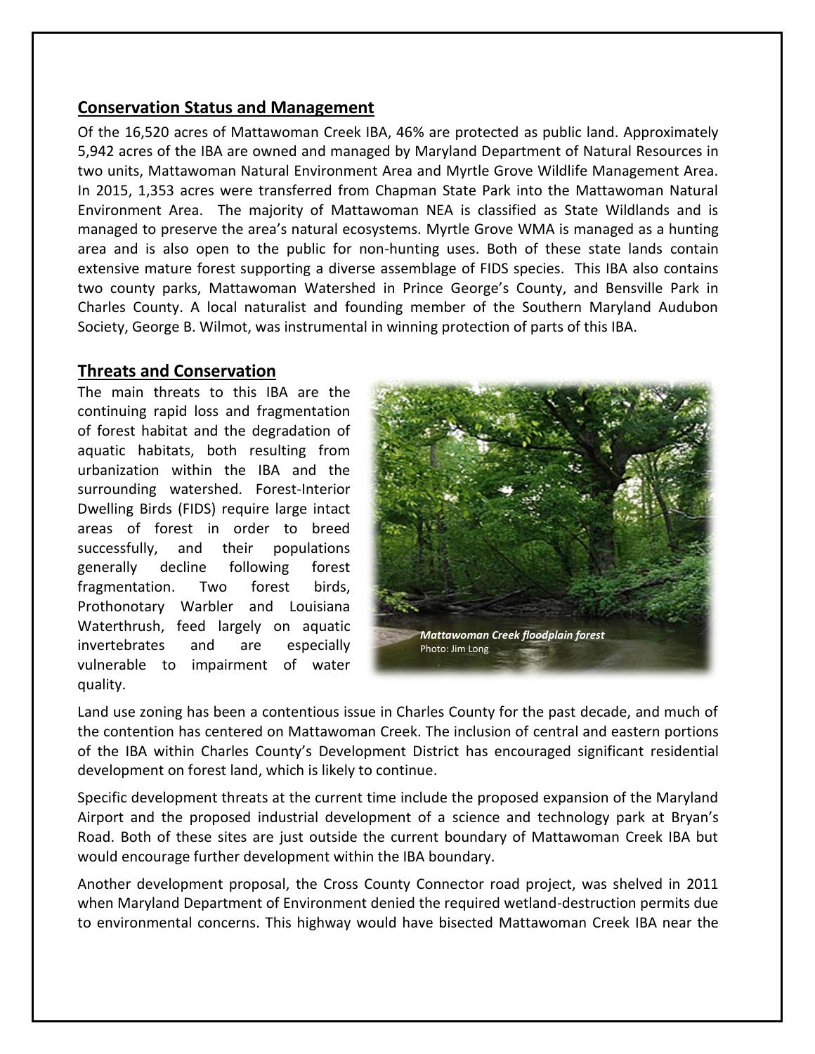## Conservation Status and Management

Of the 16,520 acres of Mattawoman Creek IBA, 46% are protected as public land. Approximately 5,942 acres of the IBA are owned and managed by Maryland Department of Natural Resources in two units, Mattawoman Natural Environment Area and Myrtle Grove Wildlife Management Area. In 2015, 1,353 acres were transferred from Chapman State Park into the Mattawoman Natural Environment Area. The majority of Mattawoman NEA is classified as State Wildlands and is managed to preserve the area's natural ecosystems. Myrtle Grove WMA is managed as a hunting area and is also open to the public for non-hunting uses. Both of these state lands contain extensive mature forest supporting a diverse assemblage of FIDS species. This IBA also contains two county parks, Mattawoman Watershed in Prince George's County, and Bensville Park in Charles County. A local naturalist and founding member of the Southern Maryland Audubon Society, George B. Wilmot, was instrumental in winning protection of parts of this IBA.

## Threats and Conservation

The main threats to this IBA are the continuing rapid loss and fragmentation of forest habitat and the degradation of aquatic habitats, both resulting from urbanization within the IBA and the surrounding watershed. Forest-Interior Dwelling Birds (FIDS) require large intact areas of forest in order to breed successfully, and their populations generally decline following forest fragmentation. Two forest birds, Prothonotary Warbler and Louisiana Waterthrush, feed largely on aquatic invertebrates and are especially vulnerable to impairment of water quality.

***Mattawoman Creek floodplain forest***
Photo: Jim Long

Land use zoning has been a contentious issue in Charles County for the past decade, and much of the contention has centered on Mattawoman Creek. The inclusion of central and eastern portions of the IBA within Charles County's Development District has encouraged significant residential development on forest land, which is likely to continue.

Specific development threats at the current time include the proposed expansion of the Maryland Airport and the proposed industrial development of a science and technology park at Bryan's Road. Both of these sites are just outside the current boundary of Mattawoman Creek IBA but would encourage further development within the IBA boundary.

Another development proposal, the Cross County Connector road project, was shelved in 2011 when Maryland Department of Environment denied the required wetland-destruction permits due to environmental concerns. This highway would have bisected Mattawoman Creek IBA near the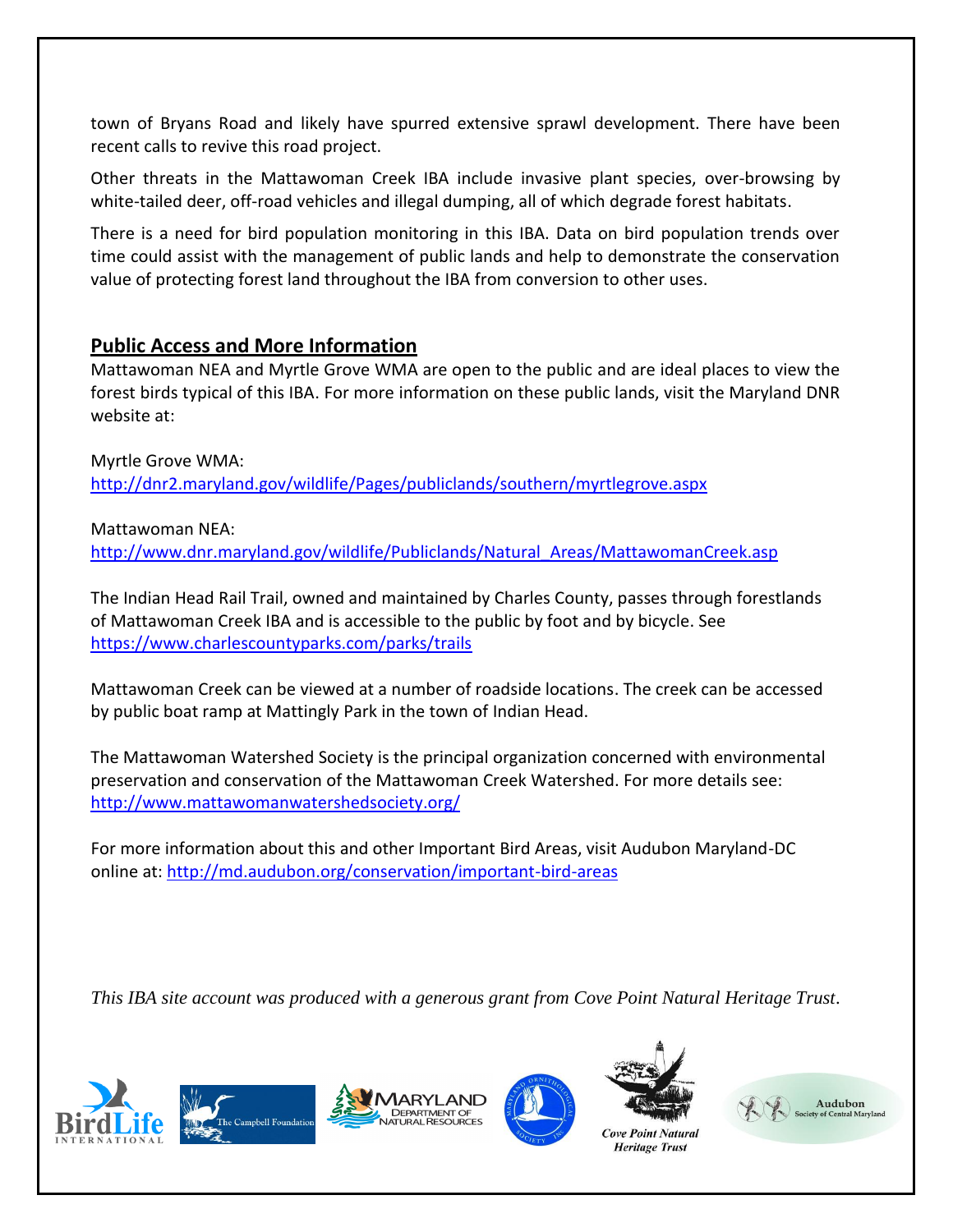town of Bryans Road and likely have spurred extensive sprawl development. There have been recent calls to revive this road project.

Other threats in the Mattawoman Creek IBA include invasive plant species, over-browsing by white-tailed deer, off-road vehicles and illegal dumping, all of which degrade forest habitats.

There is a need for bird population monitoring in this IBA. Data on bird population trends over time could assist with the management of public lands and help to demonstrate the conservation value of protecting forest land throughout the IBA from conversion to other uses.

## Public Access and More Information

Mattawoman NEA and Myrtle Grove WMA are open to the public and are ideal places to view the forest birds typical of this IBA. For more information on these public lands, visit the Maryland DNR website at:

Myrtle Grove WMA:
http://dnr2.maryland.gov/wildlife/Pages/publiclands/southern/myrtlegrove.aspx

Mattawoman NEA:
http://www.dnr.maryland.gov/wildlife/Publiclands/Natural_Areas/MattawomanCreek.asp

The Indian Head Rail Trail, owned and maintained by Charles County, passes through forestlands of Mattawoman Creek IBA and is accessible to the public by foot and by bicycle. See https://www.charlescountyparks.com/parks/trails

Mattawoman Creek can be viewed at a number of roadside locations. The creek can be accessed by public boat ramp at Mattingly Park in the town of Indian Head.

The Mattawoman Watershed Society is the principal organization concerned with environmental preservation and conservation of the Mattawoman Creek Watershed. For more details see: http://www.mattawomanwatershedsociety.org/

For more information about this and other Important Bird Areas, visit Audubon Maryland-DC online at: http://md.audubon.org/conservation/important-bird-areas

*This IBA site account was produced with a generous grant from Cove Point Natural Heritage Trust.*